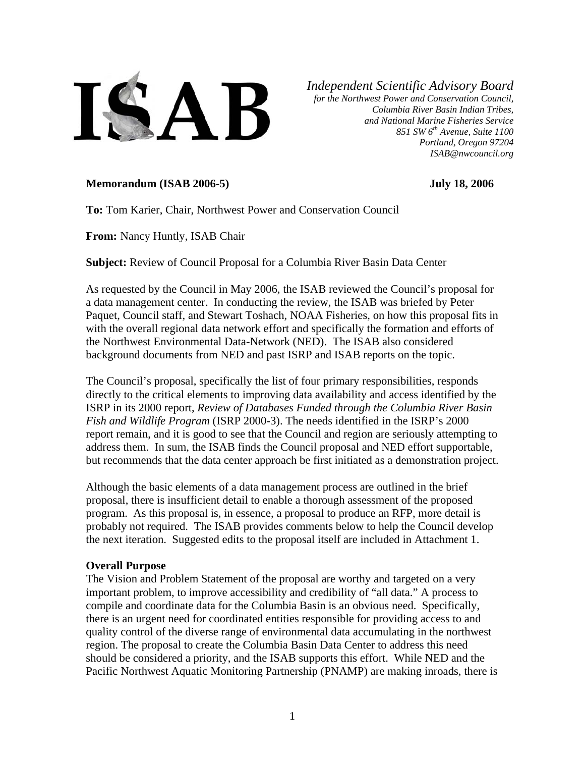ISAB

*Independent Scientific Advisory Board*
*for the Northwest Power and Conservation Council,*
*Columbia River Basin Indian Tribes,*
*and National Marine Fisheries Service*
*851 SW 6th Avenue, Suite 1100*
*Portland, Oregon 97204*
*ISAB@nwcouncil.org*

**Memorandum (ISAB 2006-5)** **July 18, 2006**

**To:** Tom Karier, Chair, Northwest Power and Conservation Council

**From:** Nancy Huntly, ISAB Chair

**Subject:** Review of Council Proposal for a Columbia River Basin Data Center

As requested by the Council in May 2006, the ISAB reviewed the Council's proposal for a data management center. In conducting the review, the ISAB was briefed by Peter Paquet, Council staff, and Stewart Toshach, NOAA Fisheries, on how this proposal fits in with the overall regional data network effort and specifically the formation and efforts of the Northwest Environmental Data-Network (NED). The ISAB also considered background documents from NED and past ISRP and ISAB reports on the topic.

The Council's proposal, specifically the list of four primary responsibilities, responds directly to the critical elements to improving data availability and access identified by the ISRP in its 2000 report, *Review of Databases Funded through the Columbia River Basin Fish and Wildlife Program* (ISRP 2000-3). The needs identified in the ISRP's 2000 report remain, and it is good to see that the Council and region are seriously attempting to address them. In sum, the ISAB finds the Council proposal and NED effort supportable, but recommends that the data center approach be first initiated as a demonstration project.

Although the basic elements of a data management process are outlined in the brief proposal, there is insufficient detail to enable a thorough assessment of the proposed program. As this proposal is, in essence, a proposal to produce an RFP, more detail is probably not required. The ISAB provides comments below to help the Council develop the next iteration. Suggested edits to the proposal itself are included in Attachment 1.

**Overall Purpose**

The Vision and Problem Statement of the proposal are worthy and targeted on a very important problem, to improve accessibility and credibility of "all data." A process to compile and coordinate data for the Columbia Basin is an obvious need. Specifically, there is an urgent need for coordinated entities responsible for providing access to and quality control of the diverse range of environmental data accumulating in the northwest region. The proposal to create the Columbia Basin Data Center to address this need should be considered a priority, and the ISAB supports this effort. While NED and the Pacific Northwest Aquatic Monitoring Partnership (PNAMP) are making inroads, there is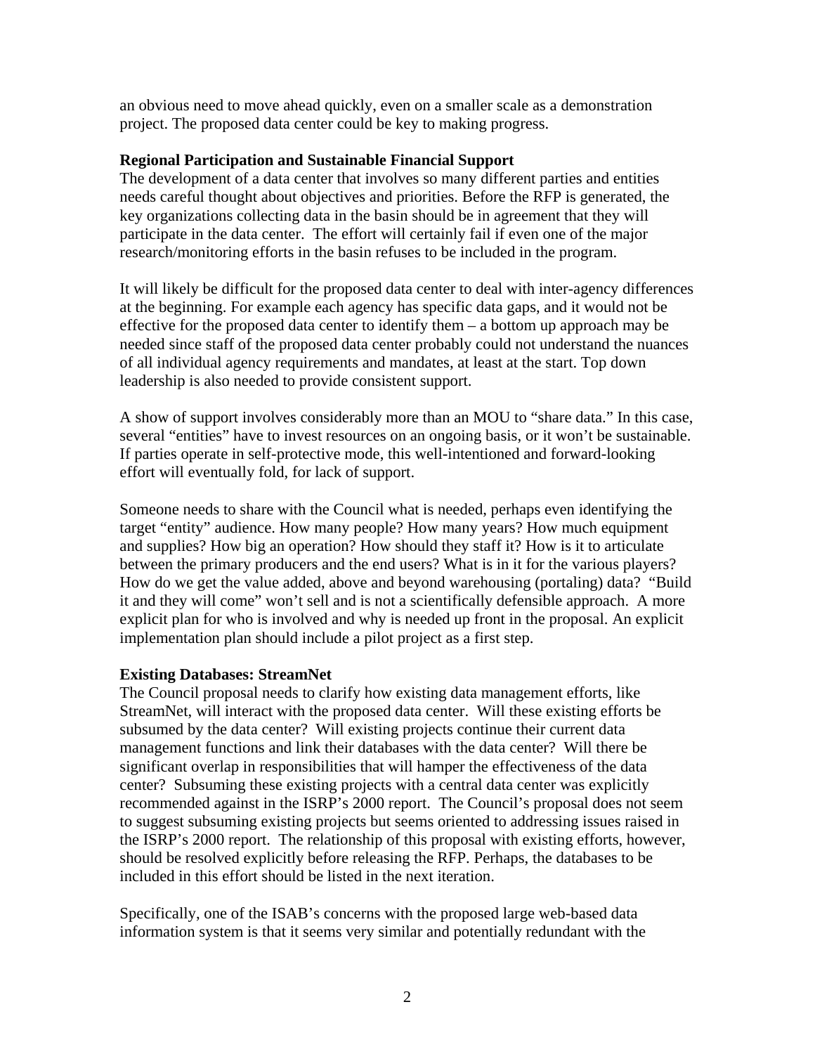an obvious need to move ahead quickly, even on a smaller scale as a demonstration project. The proposed data center could be key to making progress.

**Regional Participation and Sustainable Financial Support**

The development of a data center that involves so many different parties and entities needs careful thought about objectives and priorities. Before the RFP is generated, the key organizations collecting data in the basin should be in agreement that they will participate in the data center. The effort will certainly fail if even one of the major research/monitoring efforts in the basin refuses to be included in the program.

It will likely be difficult for the proposed data center to deal with inter-agency differences at the beginning. For example each agency has specific data gaps, and it would not be effective for the proposed data center to identify them – a bottom up approach may be needed since staff of the proposed data center probably could not understand the nuances of all individual agency requirements and mandates, at least at the start. Top down leadership is also needed to provide consistent support.

A show of support involves considerably more than an MOU to "share data." In this case, several "entities" have to invest resources on an ongoing basis, or it won't be sustainable. If parties operate in self-protective mode, this well-intentioned and forward-looking effort will eventually fold, for lack of support.

Someone needs to share with the Council what is needed, perhaps even identifying the target "entity" audience. How many people? How many years? How much equipment and supplies? How big an operation? How should they staff it? How is it to articulate between the primary producers and the end users? What is in it for the various players? How do we get the value added, above and beyond warehousing (portaling) data? "Build it and they will come" won't sell and is not a scientifically defensible approach. A more explicit plan for who is involved and why is needed up front in the proposal. An explicit implementation plan should include a pilot project as a first step.

**Existing Databases: StreamNet**

The Council proposal needs to clarify how existing data management efforts, like StreamNet, will interact with the proposed data center. Will these existing efforts be subsumed by the data center? Will existing projects continue their current data management functions and link their databases with the data center? Will there be significant overlap in responsibilities that will hamper the effectiveness of the data center? Subsuming these existing projects with a central data center was explicitly recommended against in the ISRP's 2000 report. The Council's proposal does not seem to suggest subsuming existing projects but seems oriented to addressing issues raised in the ISRP's 2000 report. The relationship of this proposal with existing efforts, however, should be resolved explicitly before releasing the RFP. Perhaps, the databases to be included in this effort should be listed in the next iteration.

Specifically, one of the ISAB's concerns with the proposed large web-based data information system is that it seems very similar and potentially redundant with the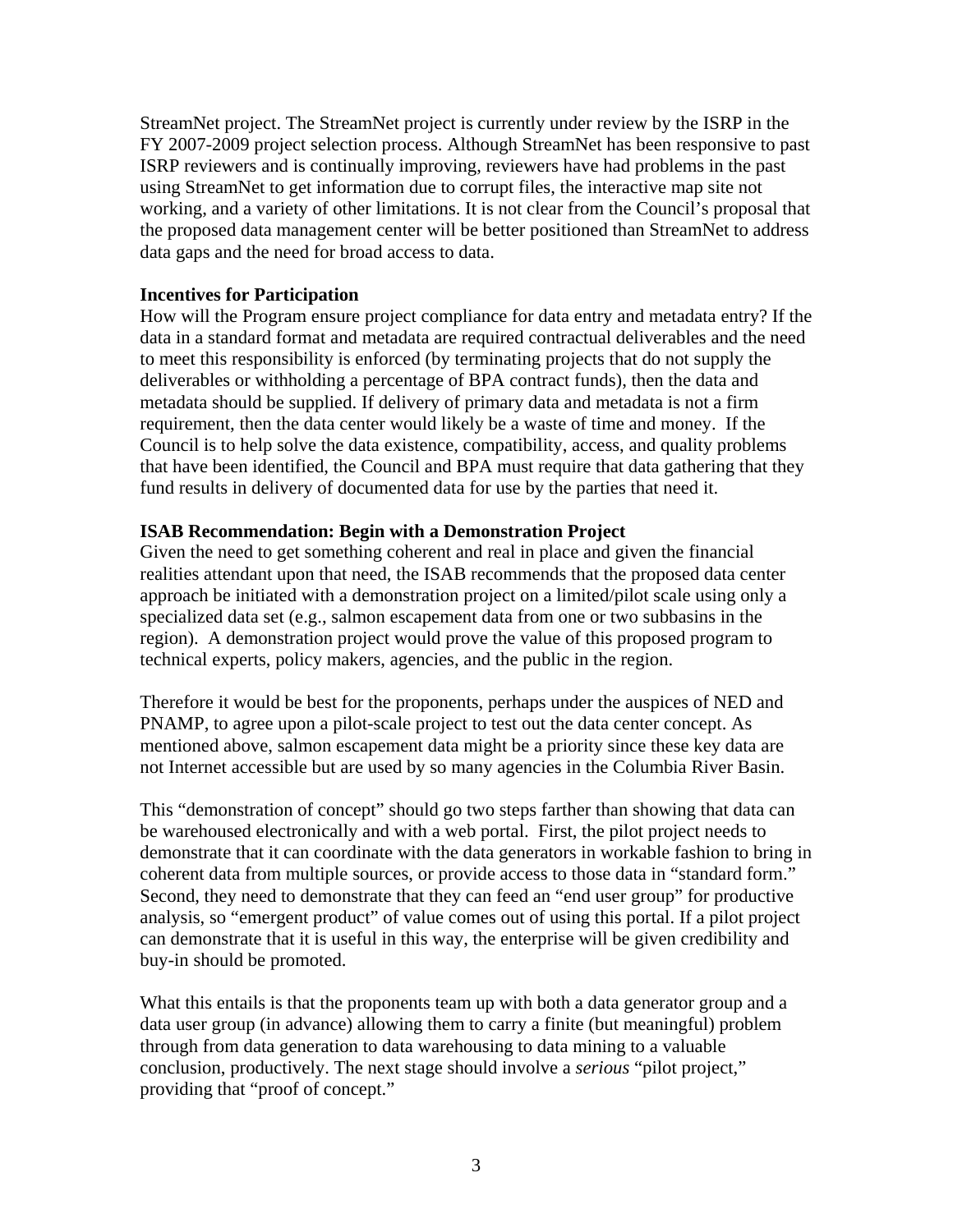StreamNet project. The StreamNet project is currently under review by the ISRP in the FY 2007-2009 project selection process. Although StreamNet has been responsive to past ISRP reviewers and is continually improving, reviewers have had problems in the past using StreamNet to get information due to corrupt files, the interactive map site not working, and a variety of other limitations. It is not clear from the Council's proposal that the proposed data management center will be better positioned than StreamNet to address data gaps and the need for broad access to data.

**Incentives for Participation**

How will the Program ensure project compliance for data entry and metadata entry? If the data in a standard format and metadata are required contractual deliverables and the need to meet this responsibility is enforced (by terminating projects that do not supply the deliverables or withholding a percentage of BPA contract funds), then the data and metadata should be supplied. If delivery of primary data and metadata is not a firm requirement, then the data center would likely be a waste of time and money. If the Council is to help solve the data existence, compatibility, access, and quality problems that have been identified, the Council and BPA must require that data gathering that they fund results in delivery of documented data for use by the parties that need it.

**ISAB Recommendation: Begin with a Demonstration Project**

Given the need to get something coherent and real in place and given the financial realities attendant upon that need, the ISAB recommends that the proposed data center approach be initiated with a demonstration project on a limited/pilot scale using only a specialized data set (e.g., salmon escapement data from one or two subbasins in the region). A demonstration project would prove the value of this proposed program to technical experts, policy makers, agencies, and the public in the region.

Therefore it would be best for the proponents, perhaps under the auspices of NED and PNAMP, to agree upon a pilot-scale project to test out the data center concept. As mentioned above, salmon escapement data might be a priority since these key data are not Internet accessible but are used by so many agencies in the Columbia River Basin.

This "demonstration of concept" should go two steps farther than showing that data can be warehoused electronically and with a web portal. First, the pilot project needs to demonstrate that it can coordinate with the data generators in workable fashion to bring in coherent data from multiple sources, or provide access to those data in "standard form." Second, they need to demonstrate that they can feed an "end user group" for productive analysis, so "emergent product" of value comes out of using this portal. If a pilot project can demonstrate that it is useful in this way, the enterprise will be given credibility and buy-in should be promoted.

What this entails is that the proponents team up with both a data generator group and a data user group (in advance) allowing them to carry a finite (but meaningful) problem through from data generation to data warehousing to data mining to a valuable conclusion, productively. The next stage should involve a *serious* "pilot project," providing that "proof of concept."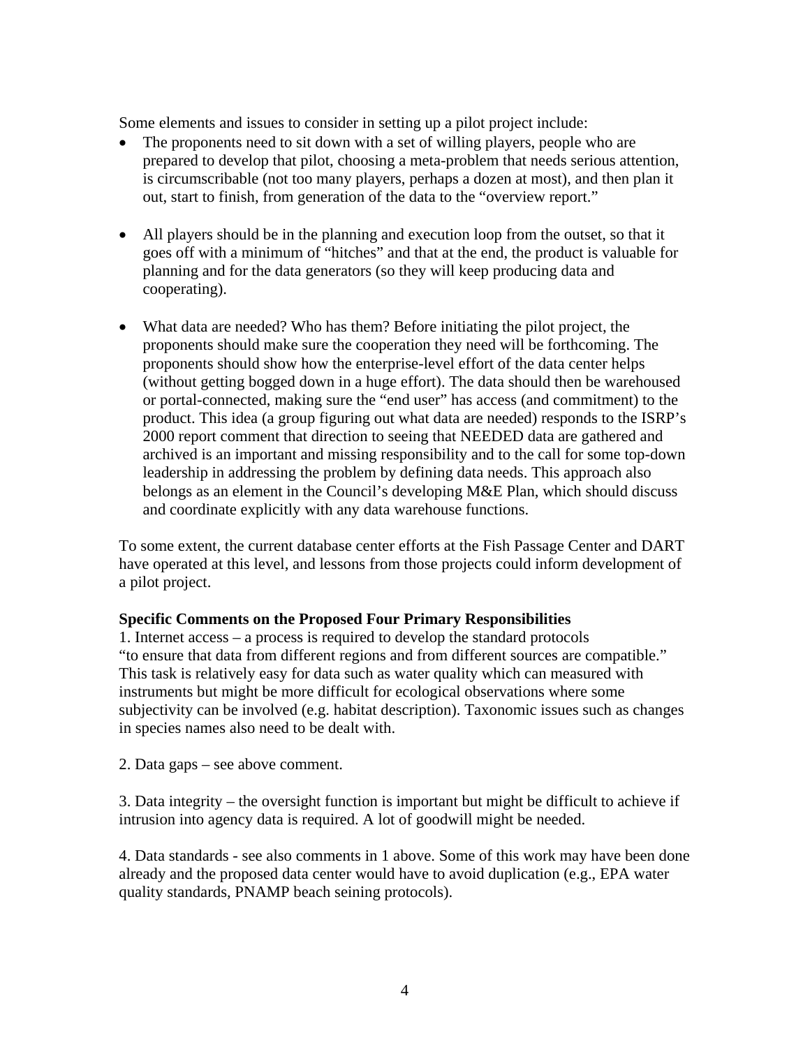Some elements and issues to consider in setting up a pilot project include:

- The proponents need to sit down with a set of willing players, people who are prepared to develop that pilot, choosing a meta-problem that needs serious attention, is circumscribable (not too many players, perhaps a dozen at most), and then plan it out, start to finish, from generation of the data to the "overview report."

- All players should be in the planning and execution loop from the outset, so that it goes off with a minimum of "hitches" and that at the end, the product is valuable for planning and for the data generators (so they will keep producing data and cooperating).

- What data are needed? Who has them? Before initiating the pilot project, the proponents should make sure the cooperation they need will be forthcoming. The proponents should show how the enterprise-level effort of the data center helps (without getting bogged down in a huge effort). The data should then be warehoused or portal-connected, making sure the "end user" has access (and commitment) to the product. This idea (a group figuring out what data are needed) responds to the ISRP's 2000 report comment that direction to seeing that NEEDED data are gathered and archived is an important and missing responsibility and to the call for some top-down leadership in addressing the problem by defining data needs. This approach also belongs as an element in the Council's developing M&E Plan, which should discuss and coordinate explicitly with any data warehouse functions.

To some extent, the current database center efforts at the Fish Passage Center and DART have operated at this level, and lessons from those projects could inform development of a pilot project.

**Specific Comments on the Proposed Four Primary Responsibilities**

1. Internet access – a process is required to develop the standard protocols "to ensure that data from different regions and from different sources are compatible." This task is relatively easy for data such as water quality which can measured with instruments but might be more difficult for ecological observations where some subjectivity can be involved (e.g. habitat description). Taxonomic issues such as changes in species names also need to be dealt with.

2. Data gaps – see above comment.

3. Data integrity – the oversight function is important but might be difficult to achieve if intrusion into agency data is required. A lot of goodwill might be needed.

4. Data standards - see also comments in 1 above. Some of this work may have been done already and the proposed data center would have to avoid duplication (e.g., EPA water quality standards, PNAMP beach seining protocols).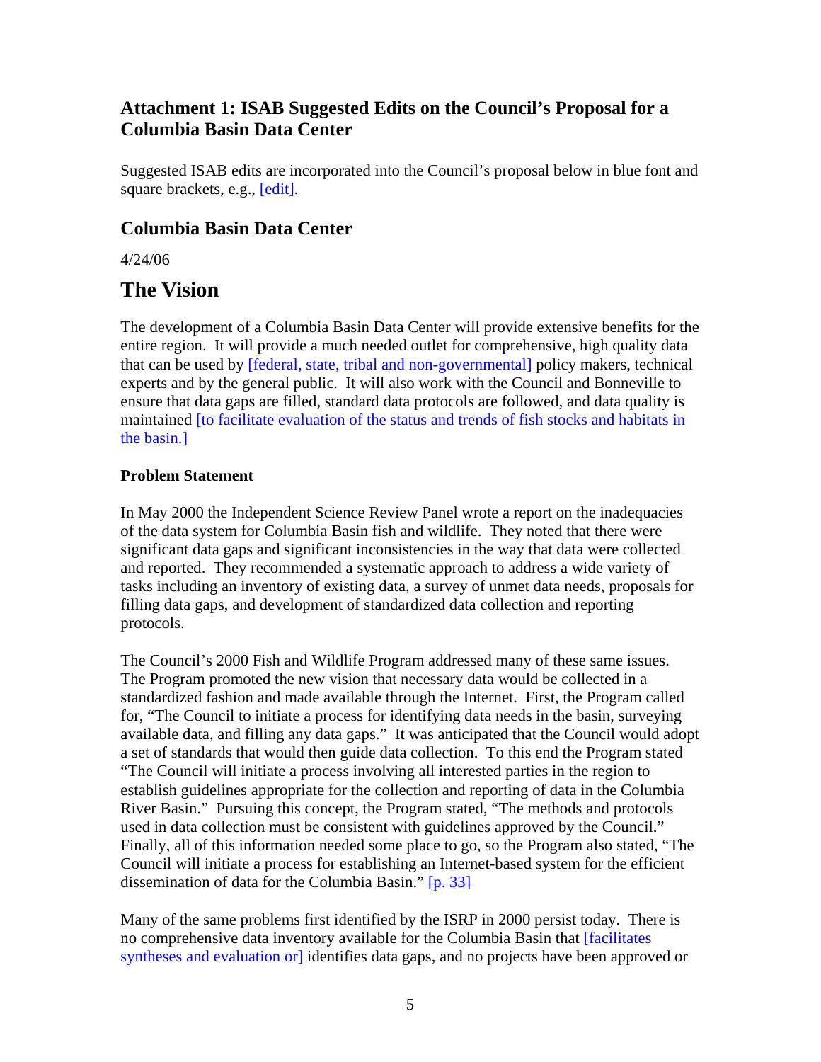## Attachment 1: ISAB Suggested Edits on the Council's Proposal for a Columbia Basin Data Center

Suggested ISAB edits are incorporated into the Council's proposal below in blue font and square brackets, e.g., [edit].

## Columbia Basin Data Center

4/24/06

# The Vision

The development of a Columbia Basin Data Center will provide extensive benefits for the entire region. It will provide a much needed outlet for comprehensive, high quality data that can be used by [federal, state, tribal and non-governmental] policy makers, technical experts and by the general public. It will also work with the Council and Bonneville to ensure that data gaps are filled, standard data protocols are followed, and data quality is maintained [to facilitate evaluation of the status and trends of fish stocks and habitats in the basin.]

**Problem Statement**

In May 2000 the Independent Science Review Panel wrote a report on the inadequacies of the data system for Columbia Basin fish and wildlife. They noted that there were significant data gaps and significant inconsistencies in the way that data were collected and reported. They recommended a systematic approach to address a wide variety of tasks including an inventory of existing data, a survey of unmet data needs, proposals for filling data gaps, and development of standardized data collection and reporting protocols.

The Council's 2000 Fish and Wildlife Program addressed many of these same issues. The Program promoted the new vision that necessary data would be collected in a standardized fashion and made available through the Internet. First, the Program called for, "The Council to initiate a process for identifying data needs in the basin, surveying available data, and filling any data gaps." It was anticipated that the Council would adopt a set of standards that would then guide data collection. To this end the Program stated "The Council will initiate a process involving all interested parties in the region to establish guidelines appropriate for the collection and reporting of data in the Columbia River Basin." Pursuing this concept, the Program stated, "The methods and protocols used in data collection must be consistent with guidelines approved by the Council." Finally, all of this information needed some place to go, so the Program also stated, "The Council will initiate a process for establishing an Internet-based system for the efficient dissemination of data for the Columbia Basin." ~~[p. 33]~~

Many of the same problems first identified by the ISRP in 2000 persist today. There is no comprehensive data inventory available for the Columbia Basin that [facilitates syntheses and evaluation or] identifies data gaps, and no projects have been approved or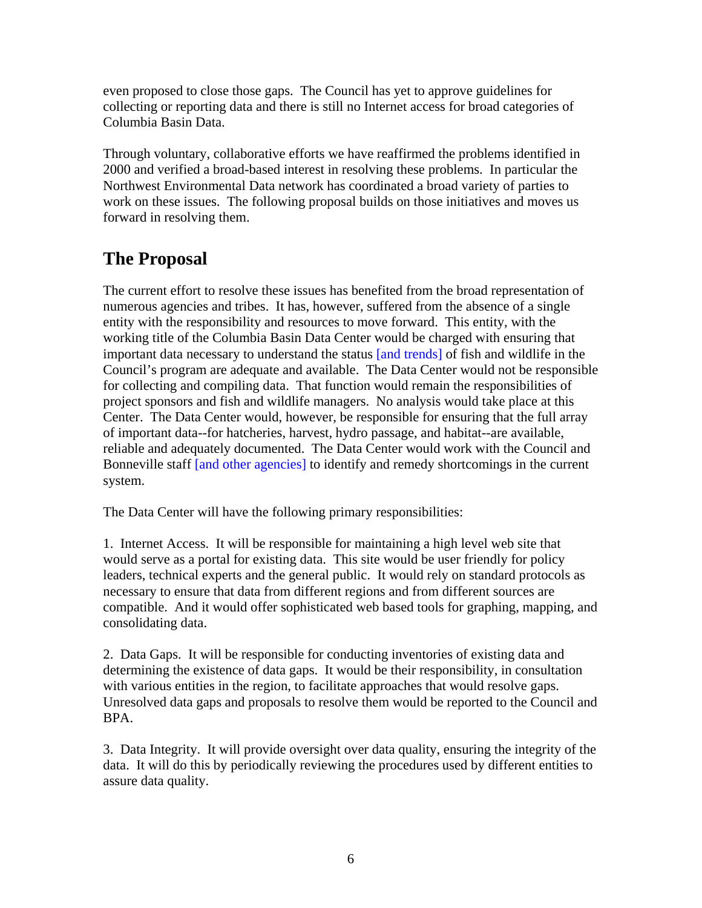even proposed to close those gaps. The Council has yet to approve guidelines for collecting or reporting data and there is still no Internet access for broad categories of Columbia Basin Data.

Through voluntary, collaborative efforts we have reaffirmed the problems identified in 2000 and verified a broad-based interest in resolving these problems. In particular the Northwest Environmental Data network has coordinated a broad variety of parties to work on these issues. The following proposal builds on those initiatives and moves us forward in resolving them.

## The Proposal

The current effort to resolve these issues has benefited from the broad representation of numerous agencies and tribes. It has, however, suffered from the absence of a single entity with the responsibility and resources to move forward. This entity, with the working title of the Columbia Basin Data Center would be charged with ensuring that important data necessary to understand the status [and trends] of fish and wildlife in the Council's program are adequate and available. The Data Center would not be responsible for collecting and compiling data. That function would remain the responsibilities of project sponsors and fish and wildlife managers. No analysis would take place at this Center. The Data Center would, however, be responsible for ensuring that the full array of important data--for hatcheries, harvest, hydro passage, and habitat--are available, reliable and adequately documented. The Data Center would work with the Council and Bonneville staff [and other agencies] to identify and remedy shortcomings in the current system.

The Data Center will have the following primary responsibilities:

1. Internet Access. It will be responsible for maintaining a high level web site that would serve as a portal for existing data. This site would be user friendly for policy leaders, technical experts and the general public. It would rely on standard protocols as necessary to ensure that data from different regions and from different sources are compatible. And it would offer sophisticated web based tools for graphing, mapping, and consolidating data.

2. Data Gaps. It will be responsible for conducting inventories of existing data and determining the existence of data gaps. It would be their responsibility, in consultation with various entities in the region, to facilitate approaches that would resolve gaps. Unresolved data gaps and proposals to resolve them would be reported to the Council and BPA.

3. Data Integrity. It will provide oversight over data quality, ensuring the integrity of the data. It will do this by periodically reviewing the procedures used by different entities to assure data quality.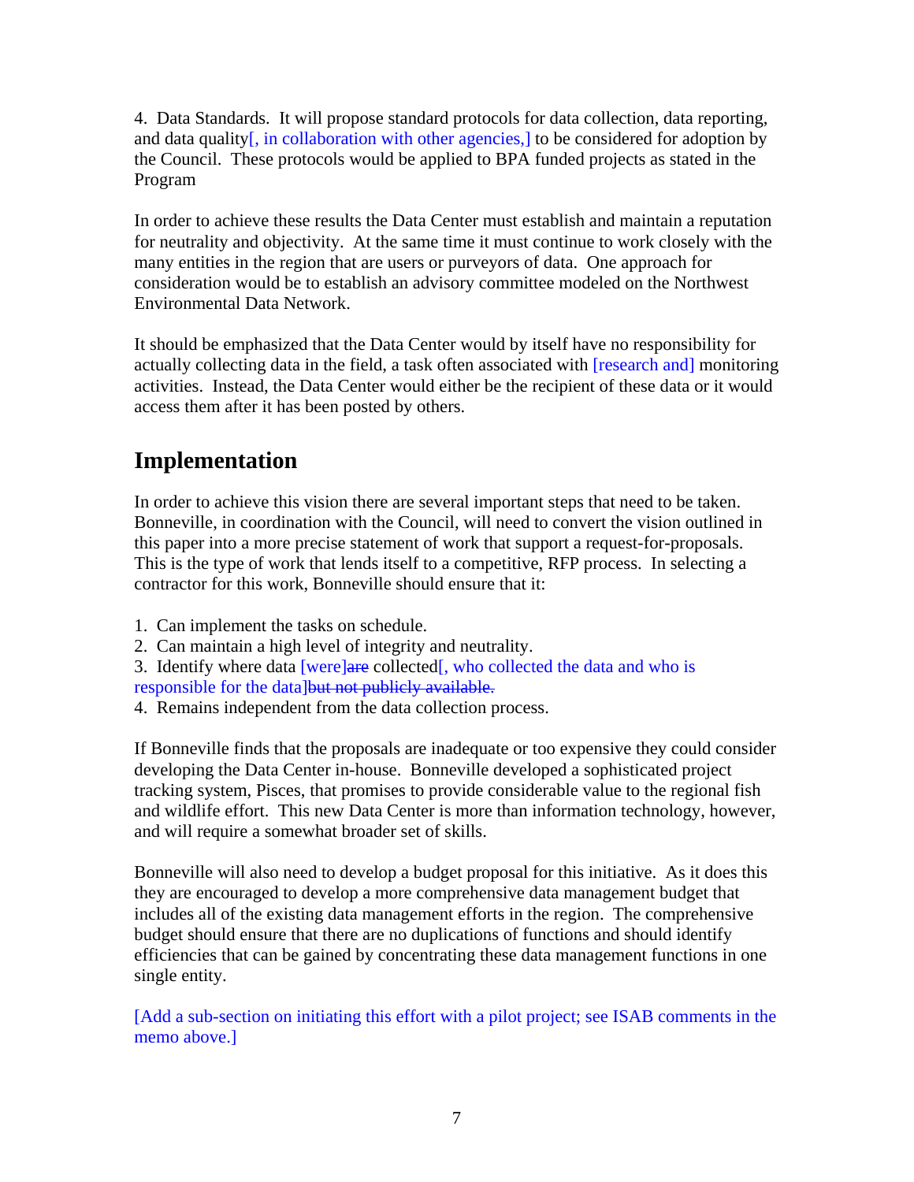4. Data Standards. It will propose standard protocols for data collection, data reporting, and data quality[, in collaboration with other agencies,] to be considered for adoption by the Council. These protocols would be applied to BPA funded projects as stated in the Program

In order to achieve these results the Data Center must establish and maintain a reputation for neutrality and objectivity. At the same time it must continue to work closely with the many entities in the region that are users or purveyors of data. One approach for consideration would be to establish an advisory committee modeled on the Northwest Environmental Data Network.

It should be emphasized that the Data Center would by itself have no responsibility for actually collecting data in the field, a task often associated with [research and] monitoring activities. Instead, the Data Center would either be the recipient of these data or it would access them after it has been posted by others.

## Implementation

In order to achieve this vision there are several important steps that need to be taken. Bonneville, in coordination with the Council, will need to convert the vision outlined in this paper into a more precise statement of work that support a request-for-proposals. This is the type of work that lends itself to a competitive, RFP process. In selecting a contractor for this work, Bonneville should ensure that it:

1. Can implement the tasks on schedule.
2. Can maintain a high level of integrity and neutrality.
3. Identify where data [were]~~are~~ collected[, who collected the data and who is responsible for the data]~~but not publicly available.~~
4. Remains independent from the data collection process.

If Bonneville finds that the proposals are inadequate or too expensive they could consider developing the Data Center in-house. Bonneville developed a sophisticated project tracking system, Pisces, that promises to provide considerable value to the regional fish and wildlife effort. This new Data Center is more than information technology, however, and will require a somewhat broader set of skills.

Bonneville will also need to develop a budget proposal for this initiative. As it does this they are encouraged to develop a more comprehensive data management budget that includes all of the existing data management efforts in the region. The comprehensive budget should ensure that there are no duplications of functions and should identify efficiencies that can be gained by concentrating these data management functions in one single entity.

[Add a sub-section on initiating this effort with a pilot project; see ISAB comments in the memo above.]